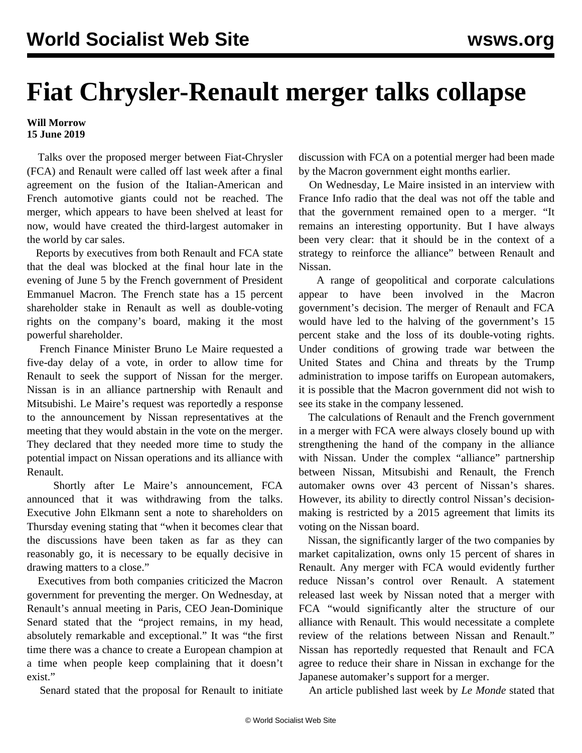# Fiat Chrysler-Renault merger talks collapse

**Will Morrow**
**15 June 2019**

Talks over the proposed merger between Fiat-Chrysler (FCA) and Renault were called off last week after a final agreement on the fusion of the Italian-American and French automotive giants could not be reached. The merger, which appears to have been shelved at least for now, would have created the third-largest automaker in the world by car sales.

Reports by executives from both Renault and FCA state that the deal was blocked at the final hour late in the evening of June 5 by the French government of President Emmanuel Macron. The French state has a 15 percent shareholder stake in Renault as well as double-voting rights on the company's board, making it the most powerful shareholder.

French Finance Minister Bruno Le Maire requested a five-day delay of a vote, in order to allow time for Renault to seek the support of Nissan for the merger. Nissan is in an alliance partnership with Renault and Mitsubishi. Le Maire's request was reportedly a response to the announcement by Nissan representatives at the meeting that they would abstain in the vote on the merger. They declared that they needed more time to study the potential impact on Nissan operations and its alliance with Renault.

Shortly after Le Maire's announcement, FCA announced that it was withdrawing from the talks. Executive John Elkmann sent a note to shareholders on Thursday evening stating that "when it becomes clear that the discussions have been taken as far as they can reasonably go, it is necessary to be equally decisive in drawing matters to a close."

Executives from both companies criticized the Macron government for preventing the merger. On Wednesday, at Renault's annual meeting in Paris, CEO Jean-Dominique Senard stated that the "project remains, in my head, absolutely remarkable and exceptional." It was "the first time there was a chance to create a European champion at a time when people keep complaining that it doesn't exist."

Senard stated that the proposal for Renault to initiate discussion with FCA on a potential merger had been made by the Macron government eight months earlier.

On Wednesday, Le Maire insisted in an interview with France Info radio that the deal was not off the table and that the government remained open to a merger. "It remains an interesting opportunity. But I have always been very clear: that it should be in the context of a strategy to reinforce the alliance" between Renault and Nissan.

A range of geopolitical and corporate calculations appear to have been involved in the Macron government's decision. The merger of Renault and FCA would have led to the halving of the government's 15 percent stake and the loss of its double-voting rights. Under conditions of growing trade war between the United States and China and threats by the Trump administration to impose tariffs on European automakers, it is possible that the Macron government did not wish to see its stake in the company lessened.

The calculations of Renault and the French government in a merger with FCA were always closely bound up with strengthening the hand of the company in the alliance with Nissan. Under the complex "alliance" partnership between Nissan, Mitsubishi and Renault, the French automaker owns over 43 percent of Nissan's shares. However, its ability to directly control Nissan's decision-making is restricted by a 2015 agreement that limits its voting on the Nissan board.

Nissan, the significantly larger of the two companies by market capitalization, owns only 15 percent of shares in Renault. Any merger with FCA would evidently further reduce Nissan's control over Renault. A statement released last week by Nissan noted that a merger with FCA "would significantly alter the structure of our alliance with Renault. This would necessitate a complete review of the relations between Nissan and Renault." Nissan has reportedly requested that Renault and FCA agree to reduce their share in Nissan in exchange for the Japanese automaker's support for a merger.

An article published last week by *Le Monde* stated that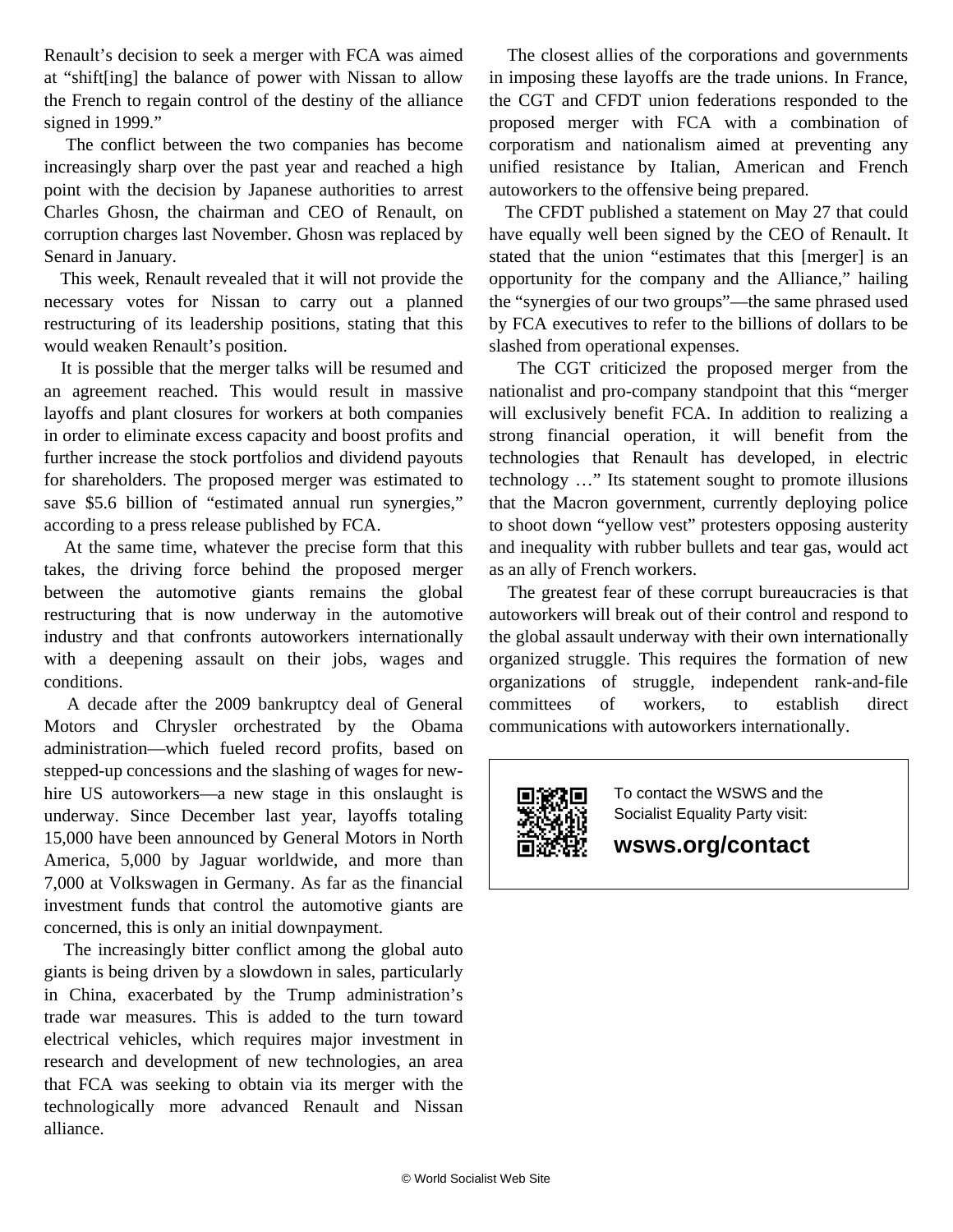Renault's decision to seek a merger with FCA was aimed at "shift[ing] the balance of power with Nissan to allow the French to regain control of the destiny of the alliance signed in 1999."

The conflict between the two companies has become increasingly sharp over the past year and reached a high point with the decision by Japanese authorities to arrest Charles Ghosn, the chairman and CEO of Renault, on corruption charges last November. Ghosn was replaced by Senard in January.

This week, Renault revealed that it will not provide the necessary votes for Nissan to carry out a planned restructuring of its leadership positions, stating that this would weaken Renault's position.

It is possible that the merger talks will be resumed and an agreement reached. This would result in massive layoffs and plant closures for workers at both companies in order to eliminate excess capacity and boost profits and further increase the stock portfolios and dividend payouts for shareholders. The proposed merger was estimated to save $5.6 billion of "estimated annual run synergies," according to a press release published by FCA.

At the same time, whatever the precise form that this takes, the driving force behind the proposed merger between the automotive giants remains the global restructuring that is now underway in the automotive industry and that confronts autoworkers internationally with a deepening assault on their jobs, wages and conditions.

A decade after the 2009 bankruptcy deal of General Motors and Chrysler orchestrated by the Obama administration—which fueled record profits, based on stepped-up concessions and the slashing of wages for new-hire US autoworkers—a new stage in this onslaught is underway. Since December last year, layoffs totaling 15,000 have been announced by General Motors in North America, 5,000 by Jaguar worldwide, and more than 7,000 at Volkswagen in Germany. As far as the financial investment funds that control the automotive giants are concerned, this is only an initial downpayment.

The increasingly bitter conflict among the global auto giants is being driven by a slowdown in sales, particularly in China, exacerbated by the Trump administration's trade war measures. This is added to the turn toward electrical vehicles, which requires major investment in research and development of new technologies, an area that FCA was seeking to obtain via its merger with the technologically more advanced Renault and Nissan alliance.

The closest allies of the corporations and governments in imposing these layoffs are the trade unions. In France, the CGT and CFDT union federations responded to the proposed merger with FCA with a combination of corporatism and nationalism aimed at preventing any unified resistance by Italian, American and French autoworkers to the offensive being prepared.

The CFDT published a statement on May 27 that could have equally well been signed by the CEO of Renault. It stated that the union "estimates that this [merger] is an opportunity for the company and the Alliance," hailing the "synergies of our two groups"—the same phrased used by FCA executives to refer to the billions of dollars to be slashed from operational expenses.

The CGT criticized the proposed merger from the nationalist and pro-company standpoint that this "merger will exclusively benefit FCA. In addition to realizing a strong financial operation, it will benefit from the technologies that Renault has developed, in electric technology …" Its statement sought to promote illusions that the Macron government, currently deploying police to shoot down "yellow vest" protesters opposing austerity and inequality with rubber bullets and tear gas, would act as an ally of French workers.

The greatest fear of these corrupt bureaucracies is that autoworkers will break out of their control and respond to the global assault underway with their own internationally organized struggle. This requires the formation of new organizations of struggle, independent rank-and-file committees of workers, to establish direct communications with autoworkers internationally.

To contact the WSWS and the Socialist Equality Party visit:

**wsws.org/contact**